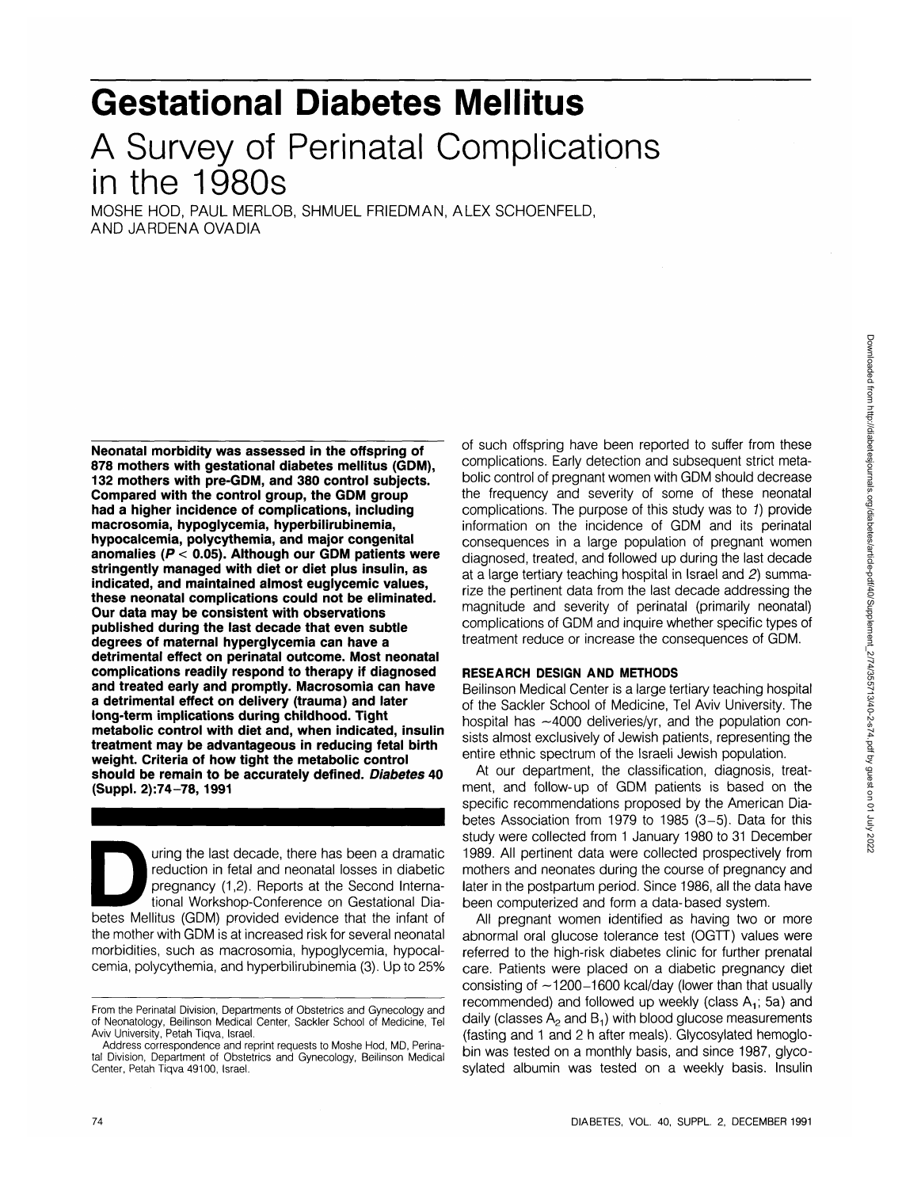# Gestational Diabetes Mellitus

## A Survey of Perinatal Complications in the 1980s

MOSHE HOD, PAUL MERLOB, SHMUEL FRIEDMAN, ALEX SCHOENFELD, AND JARDENA OVADIA

**Neonatal morbidity was assessed in the offspring of 878 mothers with gestational diabetes mellitus (GDM), 132 mothers with pre-GDM, and 380 control subjects. Compared with the control group, the GDM group had a higher incidence of complications, including macrosomia, hypoglycemia, hyperbilirubinemia, hypocalcemia, polycythemia, and major congenital anomalies ($P < 0.05$). Although our GDM patients were stringently managed with diet or diet plus insulin, as indicated, and maintained almost euglycemic values, these neonatal complications could not be eliminated. Our data may be consistent with observations published during the last decade that even subtle degrees of maternal hyperglycemia can have a detrimental effect on perinatal outcome. Most neonatal complications readily respond to therapy if diagnosed and treated early and promptly. Macrosomia can have a detrimental effect on delivery (trauma) and later long-term implications during childhood. Tight metabolic control with diet and, when indicated, insulin treatment may be advantageous in reducing fetal birth weight. Criteria of how tight the metabolic control should be remain to be accurately defined. *Diabetes* 40 (Suppl. 2):74–78, 1991**

During the last decade, there has been a dramatic reduction in fetal and neonatal losses in diabetic pregnancy (1,2). Reports at the Second International Workshop-Conference on Gestational Diabetes Mellitus (GDM) provided evidence that the infant of the mother with GDM is at increased risk for several neonatal morbidities, such as macrosomia, hypoglycemia, hypocalcemia, polycythemia, and hyperbilirubinemia (3). Up to 25% of such offspring have been reported to suffer from these complications. Early detection and subsequent strict metabolic control of pregnant women with GDM should decrease the frequency and severity of some of these neonatal complications. The purpose of this study was to *1*) provide information on the incidence of GDM and its perinatal consequences in a large population of pregnant women diagnosed, treated, and followed up during the last decade at a large tertiary teaching hospital in Israel and *2*) summarize the pertinent data from the last decade addressing the magnitude and severity of perinatal (primarily neonatal) complications of GDM and inquire whether specific types of treatment reduce or increase the consequences of GDM.

## RESEARCH DESIGN AND METHODS

Beilinson Medical Center is a large tertiary teaching hospital of the Sackler School of Medicine, Tel Aviv University. The hospital has ~4000 deliveries/yr, and the population consists almost exclusively of Jewish patients, representing the entire ethnic spectrum of the Israeli Jewish population.

At our department, the classification, diagnosis, treatment, and follow-up of GDM patients is based on the specific recommendations proposed by the American Diabetes Association from 1979 to 1985 (3–5). Data for this study were collected from 1 January 1980 to 31 December 1989. All pertinent data were collected prospectively from mothers and neonates during the course of pregnancy and later in the postpartum period. Since 1986, all the data have been computerized and form a data-based system.

All pregnant women identified as having two or more abnormal oral glucose tolerance test (OGTT) values were referred to the high-risk diabetes clinic for further prenatal care. Patients were placed on a diabetic pregnancy diet consisting of ~1200–1600 kcal/day (lower than that usually recommended) and followed up weekly (class $A_1$; 5a) and daily (classes $A_2$ and $B_1$) with blood glucose measurements (fasting and 1 and 2 h after meals). Glycosylated hemoglobin was tested on a monthly basis, and since 1987, glycosylated albumin was tested on a weekly basis. Insulin

---

From the Perinatal Division, Departments of Obstetrics and Gynecology and of Neonatology, Beilinson Medical Center, Sackler School of Medicine, Tel Aviv University, Petah Tiqva, Israel.

Address correspondence and reprint requests to Moshe Hod, MD, Perinatal Division, Department of Obstetrics and Gynecology, Beilinson Medical Center, Petah Tiqva 49100, Israel.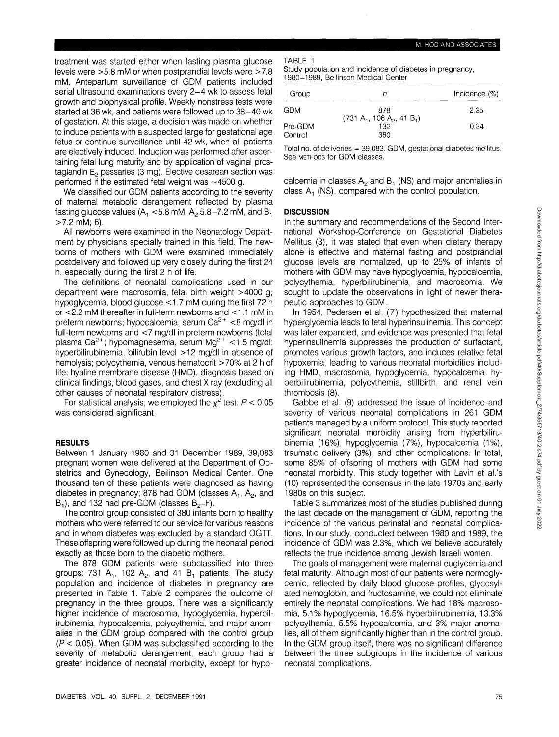treatment was started either when fasting plasma glucose levels were >5.8 mM or when postprandial levels were >7.8 mM. Antepartum surveillance of GDM patients included serial ultrasound examinations every 2–4 wk to assess fetal growth and biophysical profile. Weekly nonstress tests were started at 36 wk, and patients were followed up to 38–40 wk of gestation. At this stage, a decision was made on whether to induce patients with a suspected large for gestational age fetus or continue surveillance until 42 wk, when all patients are electively induced. Induction was performed after ascertaining fetal lung maturity and by application of vaginal prostaglandin $E_2$ pessaries (3 mg). Elective cesarean section was performed if the estimated fetal weight was ~4500 g.

We classified our GDM patients according to the severity of maternal metabolic derangement reflected by plasma fasting glucose values ($A_1$ <5.8 mM, $A_2$ 5.8–7.2 mM, and $B_1$ >7.2 mM; 6).

All newborns were examined in the Neonatology Department by physicians specially trained in this field. The newborns of mothers with GDM were examined immediately postdelivery and followed up very closely during the first 24 h, especially during the first 2 h of life.

The definitions of neonatal complications used in our department were macrosomia, fetal birth weight >4000 g; hypoglycemia, blood glucose <1.7 mM during the first 72 h or <2.2 mM thereafter in full-term newborns and <1.1 mM in preterm newborns; hypocalcemia, serum $Ca^{2+}$ <8 mg/dl in full-term newborns and <7 mg/dl in preterm newborns (total plasma $Ca^{2+}$; hypomagnesemia, serum $Mg^{2+}$ <1.5 mg/dl; hyperbilirubinemia, bilirubin level >12 mg/dl in absence of hemolysis; polycythemia, venous hematocrit >70% at 2 h of life; hyaline membrane disease (HMD), diagnosis based on clinical findings, blood gases, and chest X ray (excluding all other causes of neonatal respiratory distress).

For statistical analysis, we employed the $\chi^2$ test. $P < 0.05$ was considered significant.

## RESULTS

Between 1 January 1980 and 31 December 1989, 39,083 pregnant women were delivered at the Department of Obstetrics and Gynecology, Beilinson Medical Center. One thousand ten of these patients were diagnosed as having diabetes in pregnancy; 878 had GDM (classes $A_1$, $A_2$, and $B_1$), and 132 had pre-GDM (classes $B_2$–F).

The control group consisted of 380 infants born to healthy mothers who were referred to our service for various reasons and in whom diabetes was excluded by a standard OGTT. These offspring were followed up during the neonatal period exactly as those born to the diabetic mothers.

The 878 GDM patients were subclassified into three groups: 731 $A_1$, 102 $A_2$, and 41 $B_1$ patients. The study population and incidence of diabetes in pregnancy are presented in Table 1. Table 2 compares the outcome of pregnancy in the three groups. There was a significantly higher incidence of macrosomia, hypoglycemia, hyperbilirubinemia, hypocalcemia, polycythemia, and major anomalies in the GDM group compared with the control group ($P < 0.05$). When GDM was subclassified according to the severity of metabolic derangement, each group had a greater incidence of neonatal morbidity, except for hypocalcemia in classes $A_2$ and $B_1$ (NS) and major anomalies in class $A_1$ (NS), compared with the control population.

TABLE 1
Study population and incidence of diabetes in pregnancy, 1980–1989, Beilinson Medical Center

| Group | n | Incidence (%) |
|---|---|---|
| GDM | 878 (731 $A_1$, 106 $A_2$, 41 $B_1$) | 2.25 |
| Pre-GDM | 132 | 0.34 |
| Control | 380 | |

Total no. of deliveries = 39,083. GDM, gestational diabetes mellitus. See METHODS for GDM classes.

## DISCUSSION

In the summary and recommendations of the Second International Workshop-Conference on Gestational Diabetes Mellitus (3), it was stated that even when dietary therapy alone is effective and maternal fasting and postprandial glucose levels are normalized, up to 25% of infants of mothers with GDM may have hypoglycemia, hypocalcemia, polycythemia, hyperbilirubinemia, and macrosomia. We sought to update the observations in light of newer therapeutic approaches to GDM.

In 1954, Pedersen et al. (7) hypothesized that maternal hyperglycemia leads to fetal hyperinsulinemia. This concept was later expanded, and evidence was presented that fetal hyperinsulinemia suppresses the production of surfactant, promotes various growth factors, and induces relative fetal hypoxemia, leading to various neonatal morbidities including HMD, macrosomia, hypoglycemia, hypocalcemia, hyperbilirubinemia, polycythemia, stillbirth, and renal vein thrombosis (8).

Gabbe et al. (9) addressed the issue of incidence and severity of various neonatal complications in 261 GDM patients managed by a uniform protocol. This study reported significant neonatal morbidity arising from hyperbilirubinemia (16%), hypoglycemia (7%), hypocalcemia (1%), traumatic delivery (3%), and other complications. In total, some 85% of offspring of mothers with GDM had some neonatal morbidity. This study together with Lavin et al.'s (10) represented the consensus in the late 1970s and early 1980s on this subject.

Table 3 summarizes most of the studies published during the last decade on the management of GDM, reporting the incidence of the various perinatal and neonatal complications. In our study, conducted between 1980 and 1989, the incidence of GDM was 2.3%, which we believe accurately reflects the true incidence among Jewish Israeli women.

The goals of management were maternal euglycemia and fetal maturity. Although most of our patients were normoglycemic, reflected by daily blood glucose profiles, glycosylated hemoglobin, and fructosamine, we could not eliminate entirely the neonatal complications. We had 18% macrosomia, 5.1% hypoglycemia, 16.5% hyperbilirubinemia, 13.3% polycythemia, 5.5% hypocalcemia, and 3% major anomalies, all of them significantly higher than in the control group. In the GDM group itself, there was no significant difference between the three subgroups in the incidence of various neonatal complications.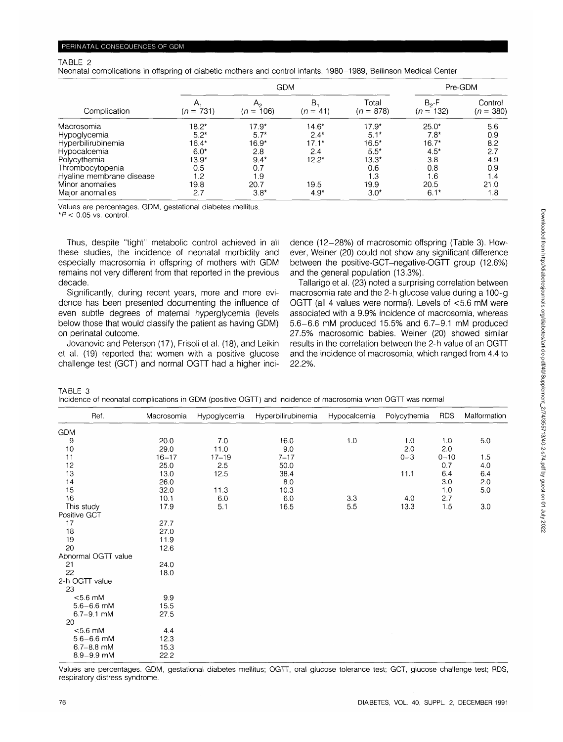TABLE 2

Neonatal complications in offspring of diabetic mothers and control infants, 1980–1989, Beilinson Medical Center

| Complication | GDM | | | | Pre-GDM | |
|---|---|---|---|---|---|---|
| | $A_1$ ($n$ = 731) | $A_2$ ($n$ = 106) | $B_1$ ($n$ = 41) | Total ($n$ = 878) | $B_2$-F ($n$ = 132) | Control ($n$ = 380) |
| Macrosomia | 18.2* | 17.9* | 14.6* | 17.9* | 25.0* | 5.6 |
| Hypoglycemia | 5.2* | 5.7* | 2.4* | 5.1* | 7.8* | 0.9 |
| Hyperbilirubinemia | 16.4* | 16.9* | 17.1* | 16.5* | 16.7* | 8.2 |
| Hypocalcemia | 6.0* | 2.8 | 2.4 | 5.5* | 4.5* | 2.7 |
| Polycythemia | 13.9* | 9.4* | 12.2* | 13.3* | 3.8 | 4.9 |
| Thrombocytopenia | 0.5 | 0.7 | | 0.6 | 0.8 | 0.9 |
| Hyaline membrane disease | 1.2 | 1.9 | | 1.3 | 1.6 | 1.4 |
| Minor anomalies | 19.8 | 20.7 | 19.5 | 19.9 | 20.5 | 21.0 |
| Major anomalies | 2.7 | 3.8* | 4.9* | 3.0* | 6.1* | 1.8 |

Values are percentages. GDM, gestational diabetes mellitus.
*$P < 0.05$ vs. control.

Thus, despite "tight" metabolic control achieved in all these studies, the incidence of neonatal morbidity and especially macrosomia in offspring of mothers with GDM remains not very different from that reported in the previous decade.

Significantly, during recent years, more and more evidence has been presented documenting the influence of even subtle degrees of maternal hyperglycemia (levels below those that would classify the patient as having GDM) on perinatal outcome.

Jovanovic and Peterson (17), Frisoli et al. (18), and Leikin et al. (19) reported that women with a positive glucose challenge test (GCT) and normal OGTT had a higher incidence (12–28%) of macrosomic offspring (Table 3). However, Weiner (20) could not show any significant difference between the positive-GCT–negative-OGTT group (12.6%) and the general population (13.3%).

Tallarigo et al. (23) noted a surprising correlation between macrosomia rate and the 2-h glucose value during a 100-g OGTT (all 4 values were normal). Levels of <5.6 mM were associated with a 9.9% incidence of macrosomia, whereas 5.6–6.6 mM produced 15.5% and 6.7–9.1 mM produced 27.5% macrosomic babies. Weiner (20) showed similar results in the correlation between the 2-h value of an OGTT and the incidence of macrosomia, which ranged from 4.4 to 22.2%.

TABLE 3

Incidence of neonatal complications in GDM (positive OGTT) and incidence of macrosomia when OGTT was normal

| Ref. | Macrosomia | Hypoglycemia | Hyperbilirubinemia | Hypocalcemia | Polycythemia | RDS | Malformation |
|---|---|---|---|---|---|---|---|
| GDM | | | | | | | |
| 9 | 20.0 | 7.0 | 16.0 | 1.0 | 1.0 | 1.0 | 5.0 |
| 10 | 29.0 | 11.0 | 9.0 | | 2.0 | 2.0 | |
| 11 | 16–17 | 17–19 | 7–17 | | 0–3 | 0–10 | 1.5 |
| 12 | 25.0 | 2.5 | 50.0 | | | 0.7 | 4.0 |
| 13 | 13.0 | 12.5 | 38.4 | | 11.1 | 6.4 | 6.4 |
| 14 | 26.0 | | 8.0 | | | 3.0 | 2.0 |
| 15 | 32.0 | 11.3 | 10.3 | | | 1.0 | 5.0 |
| 16 | 10.1 | 6.0 | 6.0 | 3.3 | 4.0 | 2.7 | |
| This study | 17.9 | 5.1 | 16.5 | 5.5 | 13.3 | 1.5 | 3.0 |
| Positive GCT | | | | | | | |
| 17 | 27.7 | | | | | | |
| 18 | 27.0 | | | | | | |
| 19 | 11.9 | | | | | | |
| 20 | 12.6 | | | | | | |
| Abnormal OGTT value | | | | | | | |
| 21 | 24.0 | | | | | | |
| 22 | 18.0 | | | | | | |
| 2-h OGTT value | | | | | | | |
| 23 | | | | | | | |
| <5.6 mM | 9.9 | | | | | | |
| 5.6–6.6 mM | 15.5 | | | | | | |
| 6.7–9.1 mM | 27.5 | | | | | | |
| 20 | | | | | | | |
| <5.6 mM | 4.4 | | | | | | |
| 5.6–6.6 mM | 12.3 | | | | | | |
| 6.7–8.8 mM | 15.3 | | | | | | |
| 8.9–9.9 mM | 22.2 | | | | | | |

Values are percentages. GDM, gestational diabetes mellitus; OGTT, oral glucose tolerance test; GCT, glucose challenge test; RDS, respiratory distress syndrome.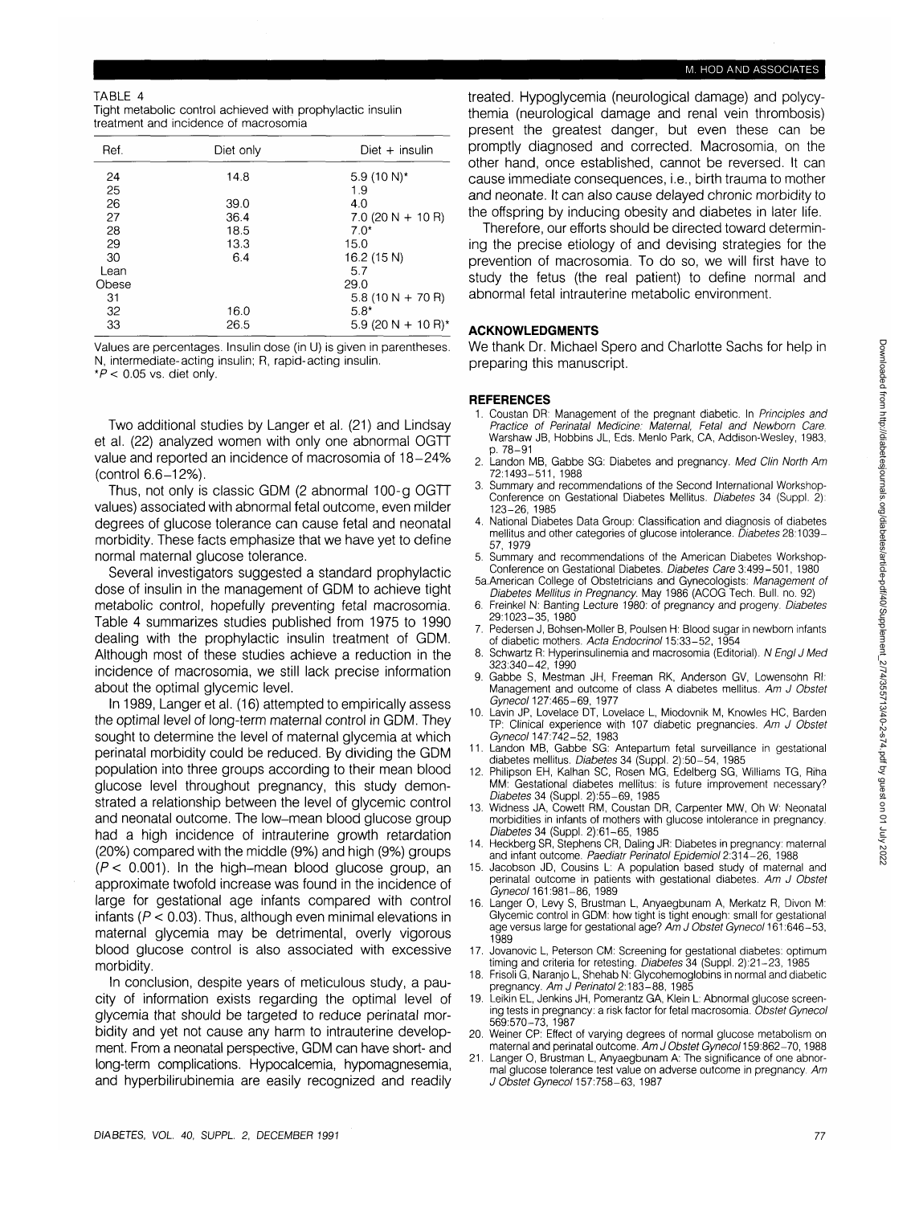TABLE 4
Tight metabolic control achieved with prophylactic insulin treatment and incidence of macrosomia

| Ref. | Diet only | Diet + insulin |
|---|---|---|
| 24 | 14.8 | 5.9 (10 N)* |
| 25 | | 1.9 |
| 26 | 39.0 | 4.0 |
| 27 | 36.4 | 7.0 (20 N + 10 R) |
| 28 | 18.5 | 7.0* |
| 29 | 13.3 | 15.0 |
| 30 | 6.4 | 16.2 (15 N) |
| Lean | | 5.7 |
| Obese | | 29.0 |
| 31 | | 5.8 (10 N + 70 R) |
| 32 | 16.0 | 5.8* |
| 33 | 26.5 | 5.9 (20 N + 10 R)* |

Values are percentages. Insulin dose (in U) is given in parentheses. N, intermediate-acting insulin; R, rapid-acting insulin.
*$P < 0.05$ vs. diet only.

Two additional studies by Langer et al. (21) and Lindsay et al. (22) analyzed women with only one abnormal OGTT value and reported an incidence of macrosomia of 18–24% (control 6.6–12%).

Thus, not only is classic GDM (2 abnormal 100-g OGTT values) associated with abnormal fetal outcome, even milder degrees of glucose tolerance can cause fetal and neonatal morbidity. These facts emphasize that we have yet to define normal maternal glucose tolerance.

Several investigators suggested a standard prophylactic dose of insulin in the management of GDM to achieve tight metabolic control, hopefully preventing fetal macrosomia. Table 4 summarizes studies published from 1975 to 1990 dealing with the prophylactic insulin treatment of GDM. Although most of these studies achieve a reduction in the incidence of macrosomia, we still lack precise information about the optimal glycemic level.

In 1989, Langer et al. (16) attempted to empirically assess the optimal level of long-term maternal control in GDM. They sought to determine the level of maternal glycemia at which perinatal morbidity could be reduced. By dividing the GDM population into three groups according to their mean blood glucose level throughout pregnancy, this study demonstrated a relationship between the level of glycemic control and neonatal outcome. The low–mean blood glucose group had a high incidence of intrauterine growth retardation (20%) compared with the middle (9%) and high (9%) groups ($P < 0.001$). In the high–mean blood glucose group, an approximate twofold increase was found in the incidence of large for gestational age infants compared with control infants ($P < 0.03$). Thus, although even minimal elevations in maternal glycemia may be detrimental, overly vigorous blood glucose control is also associated with excessive morbidity.

In conclusion, despite years of meticulous study, a paucity of information exists regarding the optimal level of glycemia that should be targeted to reduce perinatal morbidity and yet not cause any harm to intrauterine development. From a neonatal perspective, GDM can have short- and long-term complications. Hypocalcemia, hypomagnesemia, and hyperbilirubinemia are easily recognized and readily treated. Hypoglycemia (neurological damage) and polycythemia (neurological damage and renal vein thrombosis) present the greatest danger, but even these can be promptly diagnosed and corrected. Macrosomia, on the other hand, once established, cannot be reversed. It can cause immediate consequences, i.e., birth trauma to mother and neonate. It can also cause delayed chronic morbidity to the offspring by inducing obesity and diabetes in later life.

Therefore, our efforts should be directed toward determining the precise etiology of and devising strategies for the prevention of macrosomia. To do so, we will first have to study the fetus (the real patient) to define normal and abnormal fetal intrauterine metabolic environment.

## ACKNOWLEDGMENTS

We thank Dr. Michael Spero and Charlotte Sachs for help in preparing this manuscript.

## REFERENCES

1. Coustan DR: Management of the pregnant diabetic. In *Principles and Practice of Perinatal Medicine: Maternal, Fetal and Newborn Care.* Warshaw JB, Hobbins JL, Eds. Menlo Park, CA, Addison-Wesley, 1983, p. 78–91
2. Landon MB, Gabbe SG: Diabetes and pregnancy. *Med Clin North Am* 72:1493–511, 1988
3. Summary and recommendations of the Second International Workshop-Conference on Gestational Diabetes Mellitus. *Diabetes* 34 (Suppl. 2): 123–26, 1985
4. National Diabetes Data Group: Classification and diagnosis of diabetes mellitus and other categories of glucose intolerance. *Diabetes* 28:1039–57, 1979
5. Summary and recommendations of the American Diabetes Workshop-Conference on Gestational Diabetes. *Diabetes Care* 3:499–501, 1980

5a. American College of Obstetricians and Gynecologists: *Management of Diabetes Mellitus in Pregnancy.* May 1986 (ACOG Tech. Bull. no. 92)

6. Freinkel N: Banting Lecture 1980: of pregnancy and progeny. *Diabetes* 29:1023–35, 1980
7. Pedersen J, Bohsen-Moller B, Poulsen H: Blood sugar in newborn infants of diabetic mothers. *Acta Endocrinol* 15:33–52, 1954
8. Schwartz R: Hyperinsulinemia and macrosomia (Editorial). *N Engl J Med* 323:340–42, 1990
9. Gabbe S, Mestman JH, Freeman RK, Anderson GV, Lowensohn RI: Management and outcome of class A diabetes mellitus. *Am J Obstet Gynecol* 127:465–69, 1977
10. Lavin JP, Lovelace DT, Lovelace L, Miodovnik M, Knowles HC, Barden TP: Clinical experience with 107 diabetic pregnancies. *Am J Obstet Gynecol* 147:742–52, 1983
11. Landon MB, Gabbe SG: Antepartum fetal surveillance in gestational diabetes mellitus. *Diabetes* 34 (Suppl. 2):50–54, 1985
12. Philipson EH, Kalhan SC, Rosen MG, Edelberg SG, Williams TG, Riha MM: Gestational diabetes mellitus: is future improvement necessary? *Diabetes* 34 (Suppl. 2):55–69, 1985
13. Widness JA, Cowett RM, Coustan DR, Carpenter MW, Oh W: Neonatal morbidities in infants of mothers with glucose intolerance in pregnancy. *Diabetes* 34 (Suppl. 2):61–65, 1985
14. Heckberg SR, Stephens CR, Daling JR: Diabetes in pregnancy: maternal and infant outcome. *Paediatr Perinatol Epidemiol* 2:314–26, 1988
15. Jacobson JD, Cousins L: A population based study of maternal and perinatal outcome in patients with gestational diabetes. *Am J Obstet Gynecol* 161:981–86, 1989
16. Langer O, Levy S, Brustman L, Anyaegbunam A, Merkatz R, Divon M: Glycemic control in GDM: how tight is tight enough: small for gestational age versus large for gestational age? *Am J Obstet Gynecol* 161:646–53, 1989
17. Jovanovic L, Peterson CM: Screening for gestational diabetes: optimum timing and criteria for retesting. *Diabetes* 34 (Suppl. 2):21–23, 1985
18. Frisoli G, Naranjo L, Shehab N: Glycohemoglobins in normal and diabetic pregnancy. *Am J Perinatol* 2:183–88, 1985
19. Leikin EL, Jenkins JH, Pomerantz GA, Klein L: Abnormal glucose screening tests in pregnancy: a risk factor for fetal macrosomia. *Obstet Gynecol* 569:570–73, 1987
20. Weiner CP: Effect of varying degrees of normal glucose metabolism on maternal and perinatal outcome. *Am J Obstet Gynecol* 159:862–70, 1988
21. Langer O, Brustman L, Anyaegbunam A: The significance of one abnormal glucose tolerance test value on adverse outcome in pregnancy. *Am J Obstet Gynecol* 157:758–63, 1987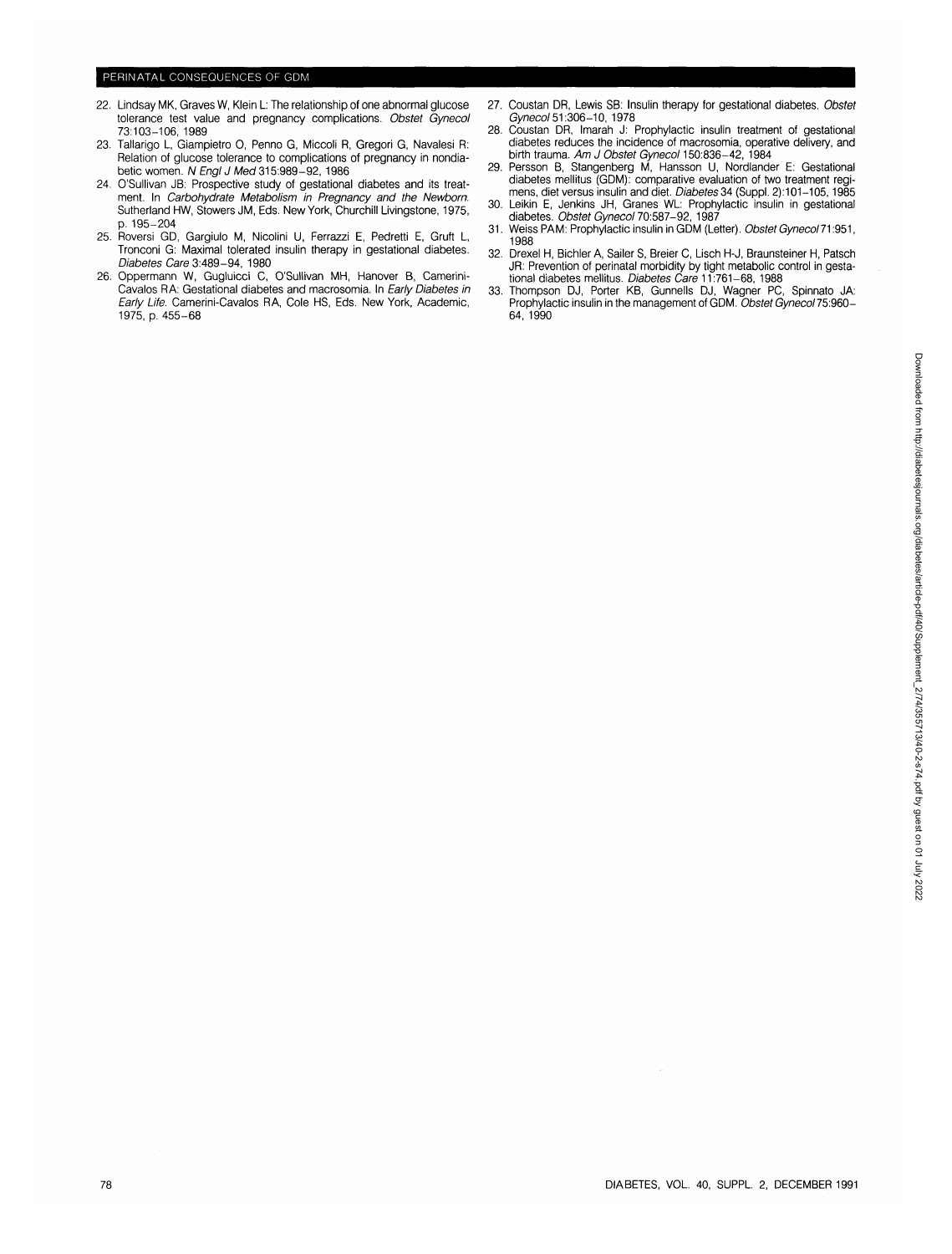22. Lindsay MK, Graves W, Klein L: The relationship of one abnormal glucose tolerance test value and pregnancy complications. *Obstet Gynecol* 73:103–106, 1989
23. Tallarigo L, Giampietro O, Penno G, Miccoli R, Gregori G, Navalesi R: Relation of glucose tolerance to complications of pregnancy in nondiabetic women. *N Engl J Med* 315:989–92, 1986
24. O'Sullivan JB: Prospective study of gestational diabetes and its treatment. In *Carbohydrate Metabolism in Pregnancy and the Newborn.* Sutherland HW, Stowers JM, Eds. New York, Churchill Livingstone, 1975, p. 195–204
25. Roversi GD, Gargiulo M, Nicolini U, Ferrazzi E, Pedretti E, Gruft L, Tronconi G: Maximal tolerated insulin therapy in gestational diabetes. *Diabetes Care* 3:489–94, 1980
26. Oppermann W, Gugliucci C, O'Sullivan MH, Hanover B, Camerini-Cavalos RA: Gestational diabetes and macrosomia. In *Early Diabetes in Early Life.* Camerini-Cavalos RA, Cole HS, Eds. New York, Academic, 1975, p. 455–68
27. Coustan DR, Lewis SB: Insulin therapy for gestational diabetes. *Obstet Gynecol* 51:306–10, 1978
28. Coustan DR, Imarah J: Prophylactic insulin treatment of gestational diabetes reduces the incidence of macrosomia, operative delivery, and birth trauma. *Am J Obstet Gynecol* 150:836–42, 1984
29. Persson B, Stangenberg M, Hansson U, Nordlander E: Gestational diabetes mellitus (GDM): comparative evaluation of two treatment regimens, diet versus insulin and diet. *Diabetes* 34 (Suppl. 2):101–105, 1985
30. Leikin E, Jenkins JH, Granes WL: Prophylactic insulin in gestational diabetes. *Obstet Gynecol* 70:587–92, 1987
31. Weiss PAM: Prophylactic insulin in GDM (Letter). *Obstet Gynecol* 71:951, 1988
32. Drexel H, Bichler A, Sailer S, Breier C, Lisch H-J, Braunsteiner H, Patsch JR: Prevention of perinatal morbidity by tight metabolic control in gestational diabetes mellitus. *Diabetes Care* 11:761–68, 1988
33. Thompson DJ, Porter KB, Gunnells DJ, Wagner PC, Spinnato JA: Prophylactic insulin in the management of GDM. *Obstet Gynecol* 75:960–64, 1990